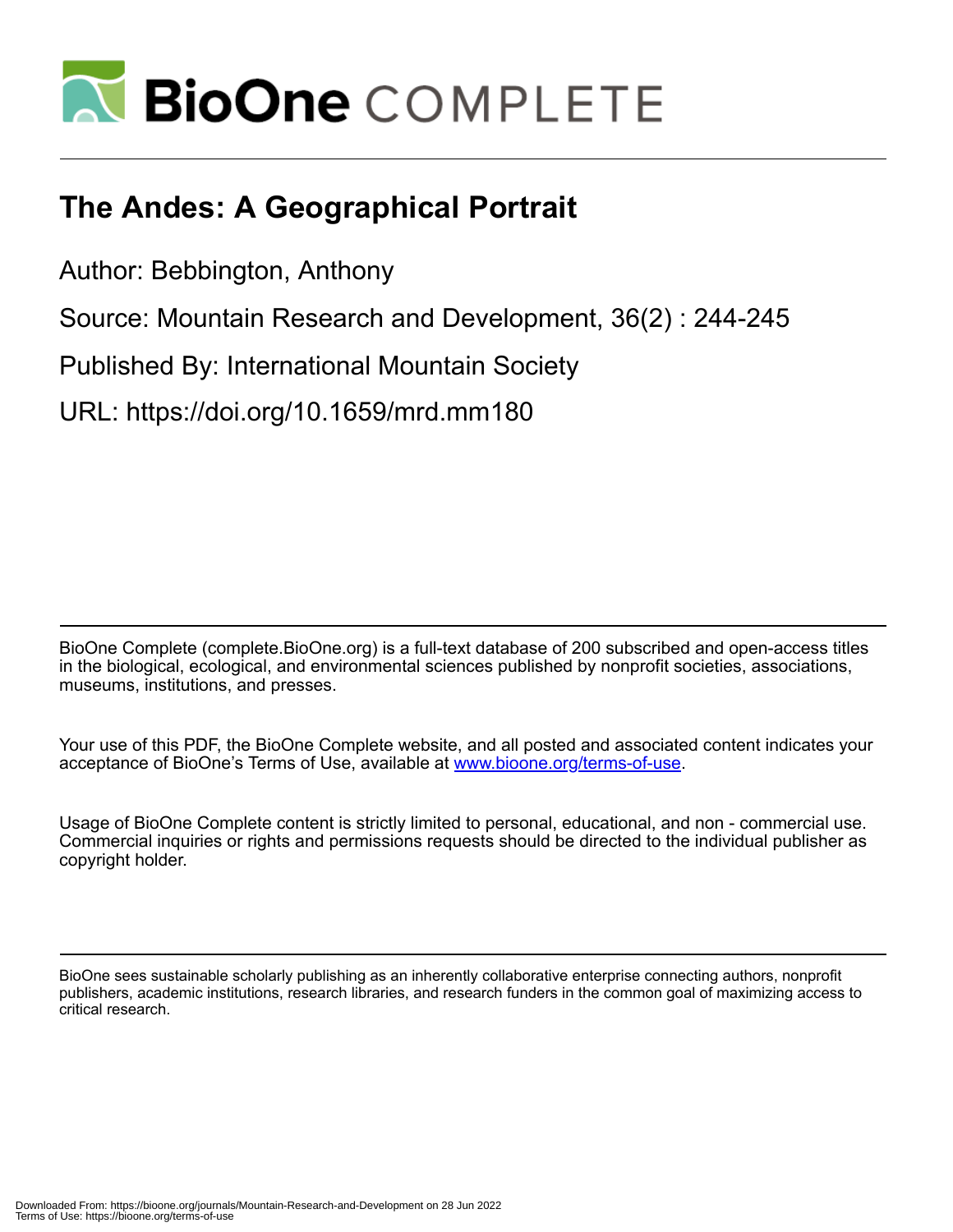# The Andes: A Geographical Portrait

Author: Bebbington, Anthony

Source: Mountain Research and Development, 36(2) : 244-245

Published By: International Mountain Society

URL: https://doi.org/10.1659/mrd.mm180

BioOne Complete (complete.BioOne.org) is a full-text database of 200 subscribed and open-access titles in the biological, ecological, and environmental sciences published by nonprofit societies, associations, museums, institutions, and presses.

Your use of this PDF, the BioOne Complete website, and all posted and associated content indicates your acceptance of BioOne's Terms of Use, available at www.bioone.org/terms-of-use.

Usage of BioOne Complete content is strictly limited to personal, educational, and non - commercial use. Commercial inquiries or rights and permissions requests should be directed to the individual publisher as copyright holder.

BioOne sees sustainable scholarly publishing as an inherently collaborative enterprise connecting authors, nonprofit publishers, academic institutions, research libraries, and research funders in the common goal of maximizing access to critical research.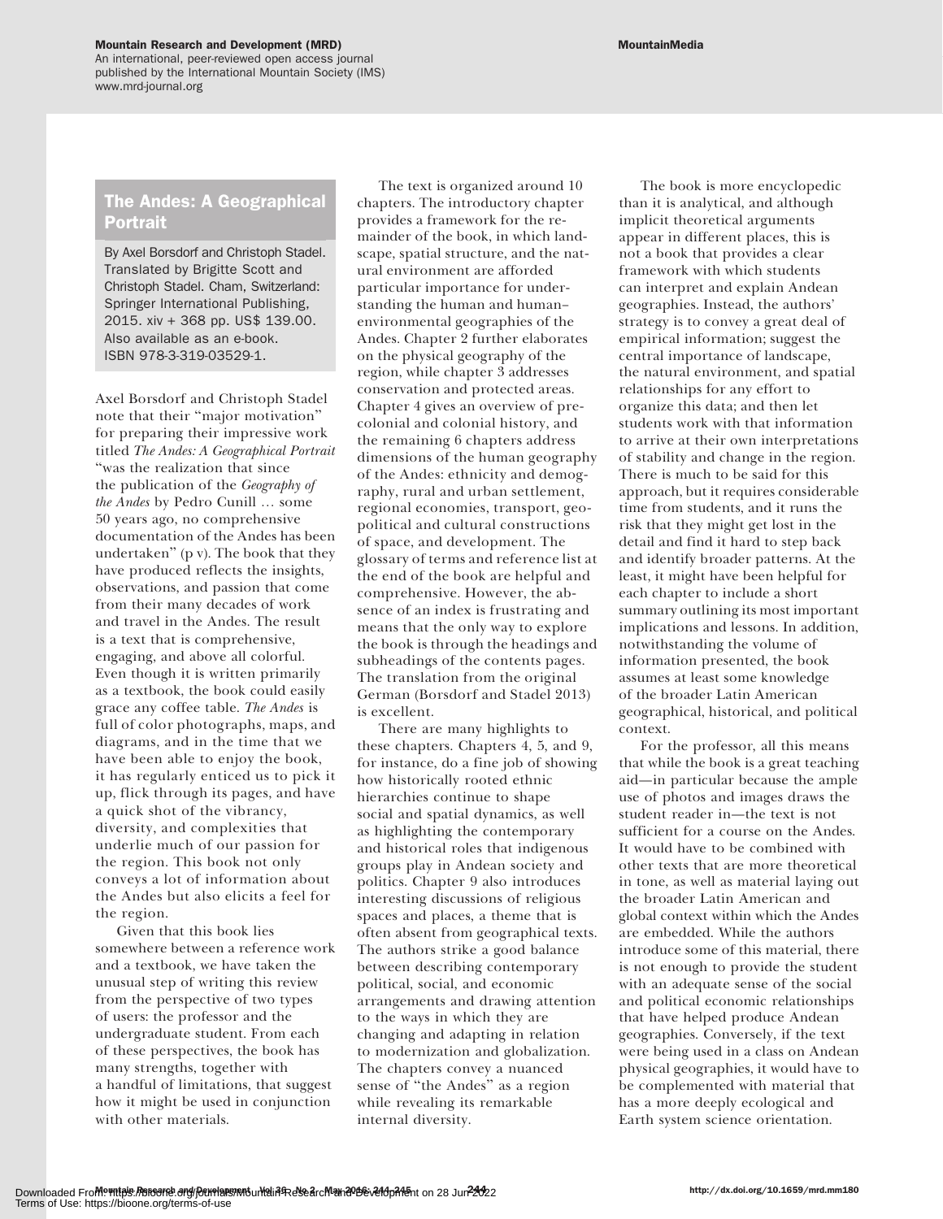## The Andes: A Geographical Portrait

By Axel Borsdorf and Christoph Stadel. Translated by Brigitte Scott and Christoph Stadel. Cham, Switzerland: Springer International Publishing, 2015. xiv + 368 pp. US$ 139.00. Also available as an e-book. ISBN 978-3-319-03529-1.

Axel Borsdorf and Christoph Stadel note that their "major motivation" for preparing their impressive work titled *The Andes: A Geographical Portrait* "was the realization that since the publication of the *Geography of the Andes* by Pedro Cunill … some 50 years ago, no comprehensive documentation of the Andes has been undertaken" (p v). The book that they have produced reflects the insights, observations, and passion that come from their many decades of work and travel in the Andes. The result is a text that is comprehensive, engaging, and above all colorful. Even though it is written primarily as a textbook, the book could easily grace any coffee table. *The Andes* is full of color photographs, maps, and diagrams, and in the time that we have been able to enjoy the book, it has regularly enticed us to pick it up, flick through its pages, and have a quick shot of the vibrancy, diversity, and complexities that underlie much of our passion for the region. This book not only conveys a lot of information about the Andes but also elicits a feel for the region.

Given that this book lies somewhere between a reference work and a textbook, we have taken the unusual step of writing this review from the perspective of two types of users: the professor and the undergraduate student. From each of these perspectives, the book has many strengths, together with a handful of limitations, that suggest how it might be used in conjunction with other materials.

The text is organized around 10 chapters. The introductory chapter provides a framework for the remainder of the book, in which landscape, spatial structure, and the natural environment are afforded particular importance for understanding the human and human–environmental geographies of the Andes. Chapter 2 further elaborates on the physical geography of the region, while chapter 3 addresses conservation and protected areas. Chapter 4 gives an overview of precolonial and colonial history, and the remaining 6 chapters address dimensions of the human geography of the Andes: ethnicity and demography, rural and urban settlement, regional economies, transport, geopolitical and cultural constructions of space, and development. The glossary of terms and reference list at the end of the book are helpful and comprehensive. However, the absence of an index is frustrating and means that the only way to explore the book is through the headings and subheadings of the contents pages. The translation from the original German (Borsdorf and Stadel 2013) is excellent.

There are many highlights to these chapters. Chapters 4, 5, and 9, for instance, do a fine job of showing how historically rooted ethnic hierarchies continue to shape social and spatial dynamics, as well as highlighting the contemporary and historical roles that indigenous groups play in Andean society and politics. Chapter 9 also introduces interesting discussions of religious spaces and places, a theme that is often absent from geographical texts. The authors strike a good balance between describing contemporary political, social, and economic arrangements and drawing attention to the ways in which they are changing and adapting in relation to modernization and globalization. The chapters convey a nuanced sense of "the Andes" as a region while revealing its remarkable internal diversity.

The book is more encyclopedic than it is analytical, and although implicit theoretical arguments appear in different places, this is not a book that provides a clear framework with which students can interpret and explain Andean geographies. Instead, the authors' strategy is to convey a great deal of empirical information; suggest the central importance of landscape, the natural environment, and spatial relationships for any effort to organize this data; and then let students work with that information to arrive at their own interpretations of stability and change in the region. There is much to be said for this approach, but it requires considerable time from students, and it runs the risk that they might get lost in the detail and find it hard to step back and identify broader patterns. At the least, it might have been helpful for each chapter to include a short summary outlining its most important implications and lessons. In addition, notwithstanding the volume of information presented, the book assumes at least some knowledge of the broader Latin American geographical, historical, and political context.

For the professor, all this means that while the book is a great teaching aid—in particular because the ample use of photos and images draws the student reader in—the text is not sufficient for a course on the Andes. It would have to be combined with other texts that are more theoretical in tone, as well as material laying out the broader Latin American and global context within which the Andes are embedded. While the authors introduce some of this material, there is not enough to provide the student with an adequate sense of the social and political economic relationships that have helped produce Andean geographies. Conversely, if the text were being used in a class on Andean physical geographies, it would have to be complemented with material that has a more deeply ecological and Earth system science orientation.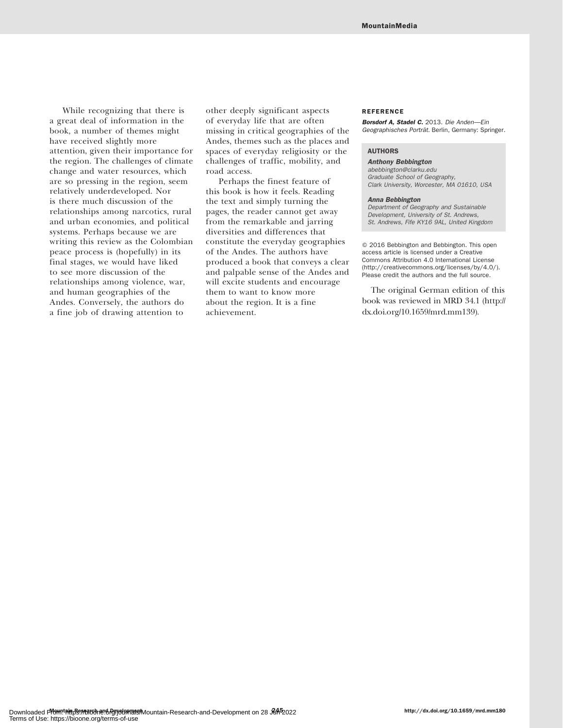While recognizing that there is a great deal of information in the book, a number of themes might have received slightly more attention, given their importance for the region. The challenges of climate change and water resources, which are so pressing in the region, seem relatively underdeveloped. Nor is there much discussion of the relationships among narcotics, rural and urban economies, and political systems. Perhaps because we are writing this review as the Colombian peace process is (hopefully) in its final stages, we would have liked to see more discussion of the relationships among violence, war, and human geographies of the Andes. Conversely, the authors do a fine job of drawing attention to other deeply significant aspects of everyday life that are often missing in critical geographies of the Andes, themes such as the places and spaces of everyday religiosity or the challenges of traffic, mobility, and road access.

Perhaps the finest feature of this book is how it feels. Reading the text and simply turning the pages, the reader cannot get away from the remarkable and jarring diversities and differences that constitute the everyday geographies of the Andes. The authors have produced a book that conveys a clear and palpable sense of the Andes and will excite students and encourage them to want to know more about the region. It is a fine achievement.

## REFERENCE

***Borsdorf A, Stadel C.*** 2013. *Die Anden—Ein Geographisches Porträt*. Berlin, Germany: Springer.

## AUTHORS

***Anthony Bebbington***
*abebbington@clarku.edu*
*Graduate School of Geography, Clark University, Worcester, MA 01610, USA*

***Anna Bebbington***
*Department of Geography and Sustainable Development, University of St. Andrews, St. Andrews, Fife KY16 9AL, United Kingdom*

© 2016 Bebbington and Bebbington. This open access article is licensed under a Creative Commons Attribution 4.0 International License (http://creativecommons.org/licenses/by/4.0/). Please credit the authors and the full source.

The original German edition of this book was reviewed in MRD 34.1 (http://dx.doi.org/10.1659/mrd.mm139).